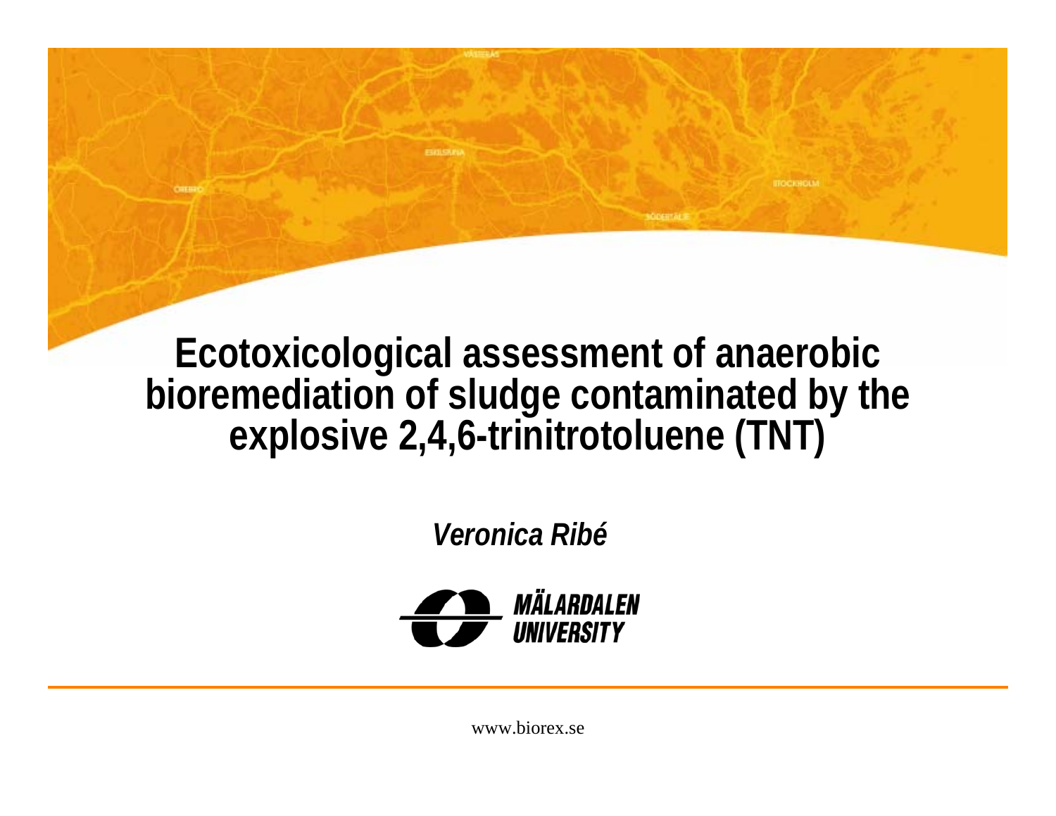# Ecotoxicological assessment of anaerobic bioremediation of sludge contaminated by the explosive 2,4,6-trinitrotoluene (TNT)

*Veronica Ribé*

MÄLARDALEN UNIVERSITY

www.biorex.se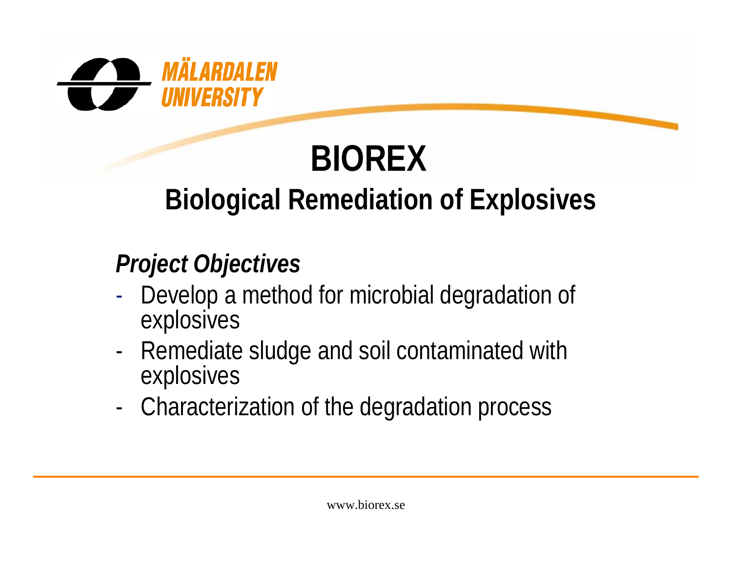MÄLARDALEN UNIVERSITY

# BIOREX

## Biological Remediation of Explosives

### *Project Objectives*

- Develop a method for microbial degradation of explosives
- Remediate sludge and soil contaminated with explosives
- Characterization of the degradation process

www.biorex.se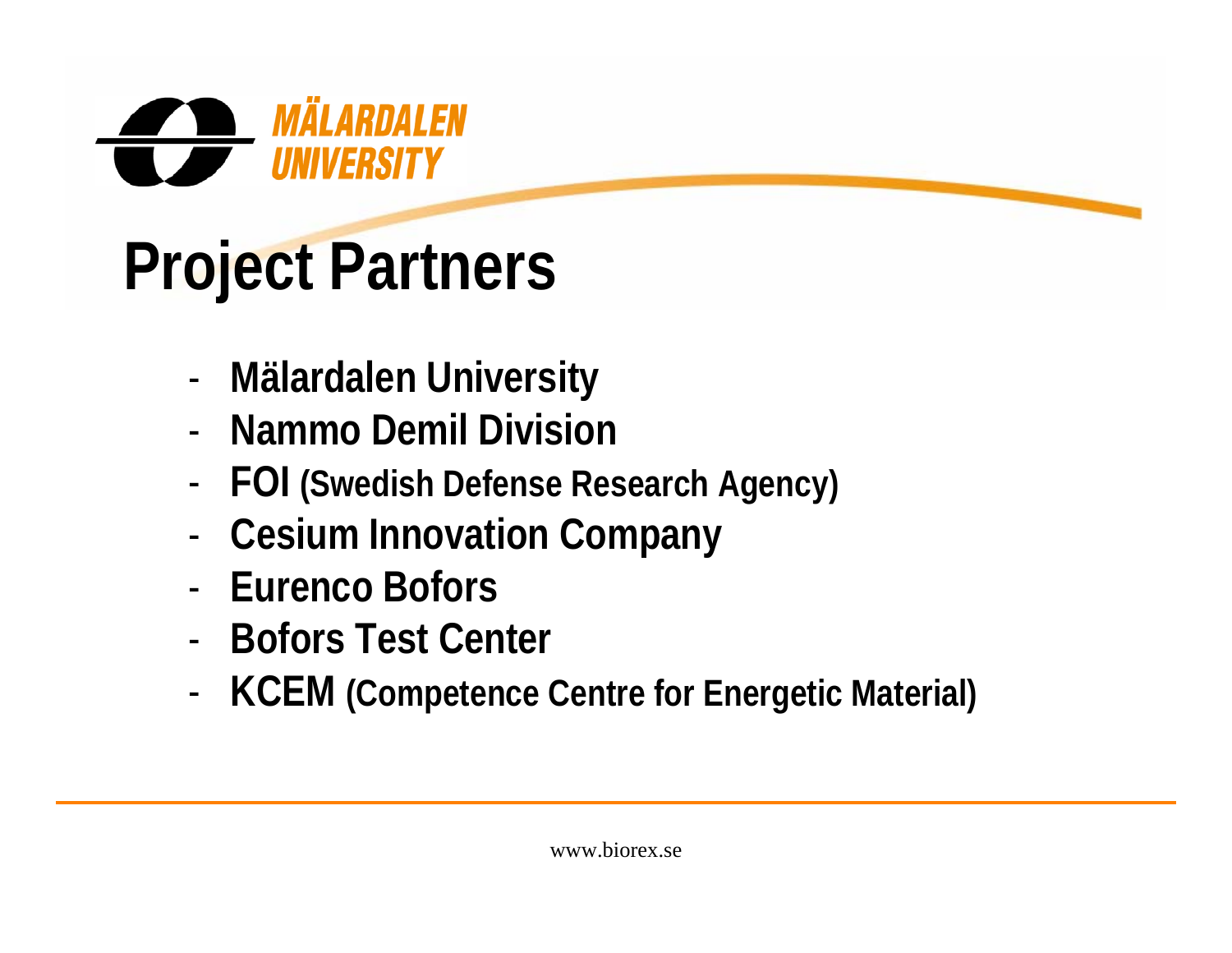# Project Partners

- Mälardalen University
- Nammo Demil Division
- FOI (Swedish Defense Research Agency)
- Cesium Innovation Company
- Eurenco Bofors
- Bofors Test Center
- KCEM (Competence Centre for Energetic Material)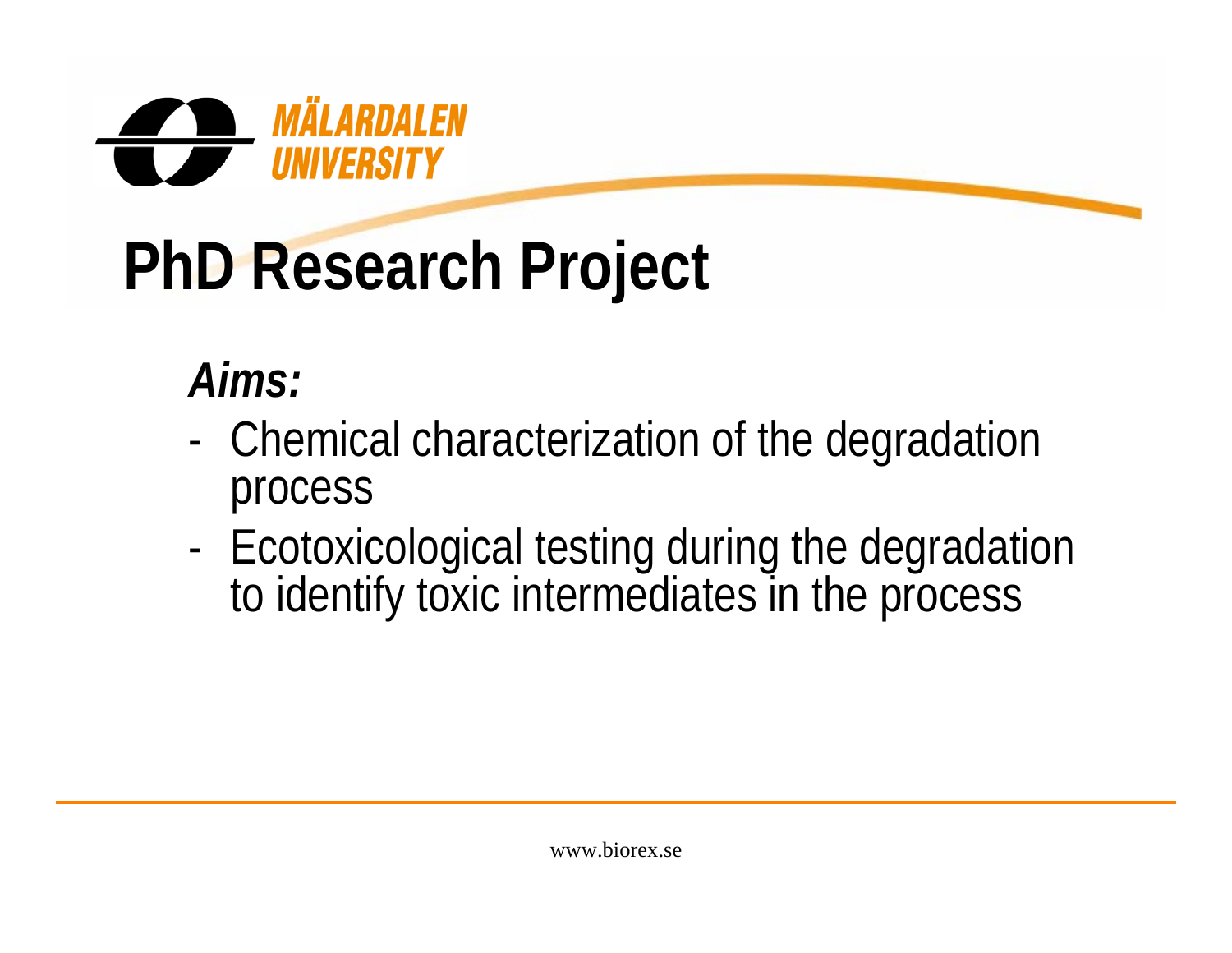MÄLARDALEN UNIVERSITY

# PhD Research Project

***Aims:***

- Chemical characterization of the degradation process
- Ecotoxicological testing during the degradation to identify toxic intermediates in the process

www.biorex.se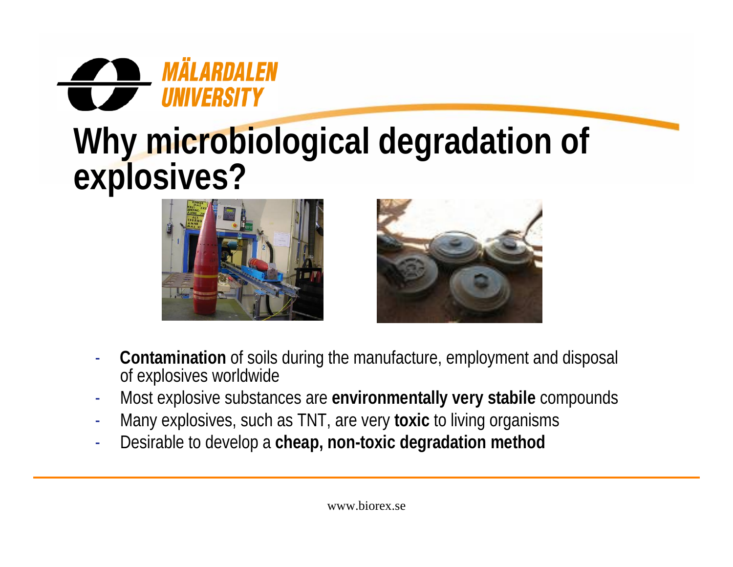# Why microbiological degradation of explosives?

- **Contamination** of soils during the manufacture, employment and disposal of explosives worldwide
- Most explosive substances are **environmentally very stabile** compounds
- Many explosives, such as TNT, are very **toxic** to living organisms
- Desirable to develop a **cheap, non-toxic degradation method**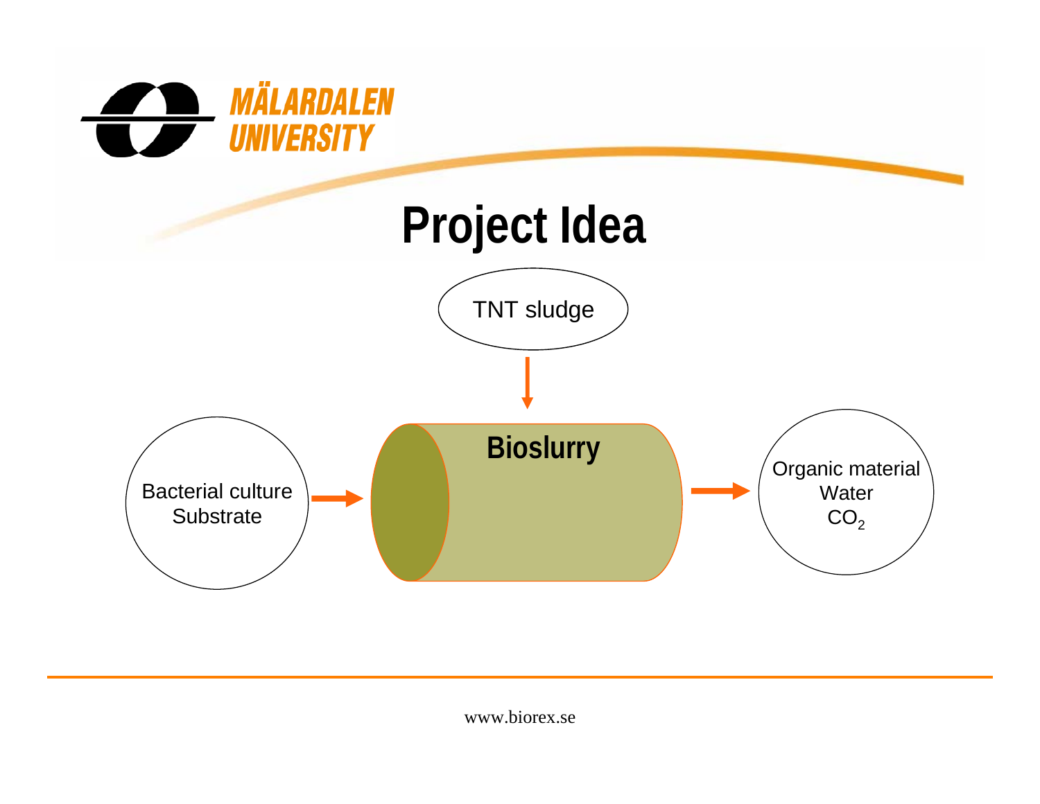# Project Idea

TNT sludge

Bacterial culture
Substrate

**Bioslurry**

Organic material
Water
$CO_2$

www.biorex.se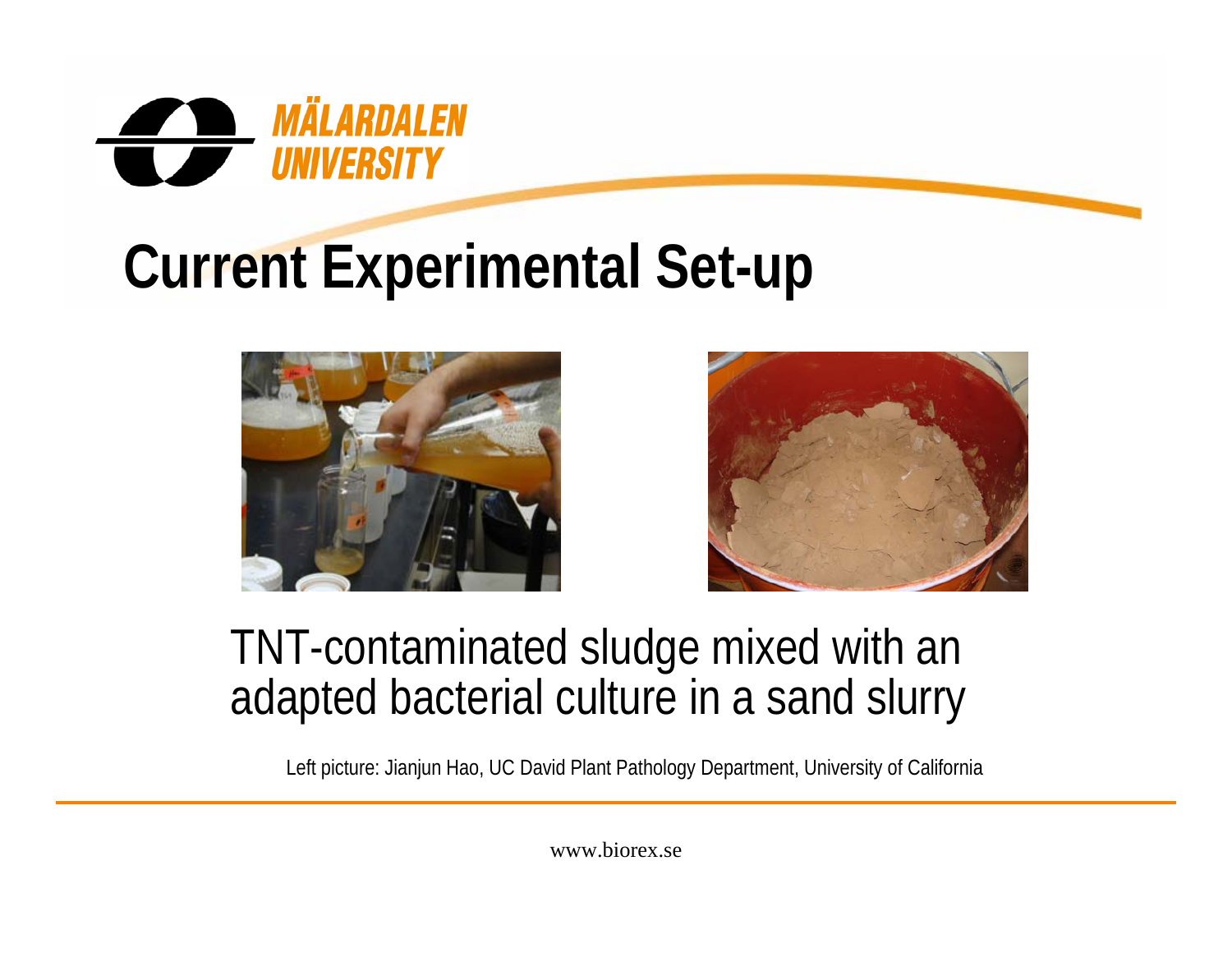# Current Experimental Set-up

TNT-contaminated sludge mixed with an adapted bacterial culture in a sand slurry

Left picture: Jianjun Hao, UC David Plant Pathology Department, University of California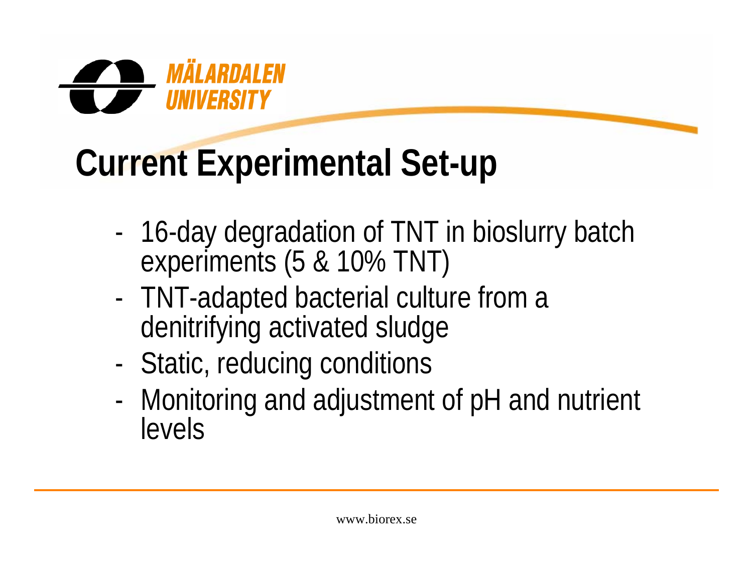# Current Experimental Set-up

- 16-day degradation of TNT in bioslurry batch experiments (5 & 10% TNT)
- TNT-adapted bacterial culture from a denitrifying activated sludge
- Static, reducing conditions
- Monitoring and adjustment of pH and nutrient levels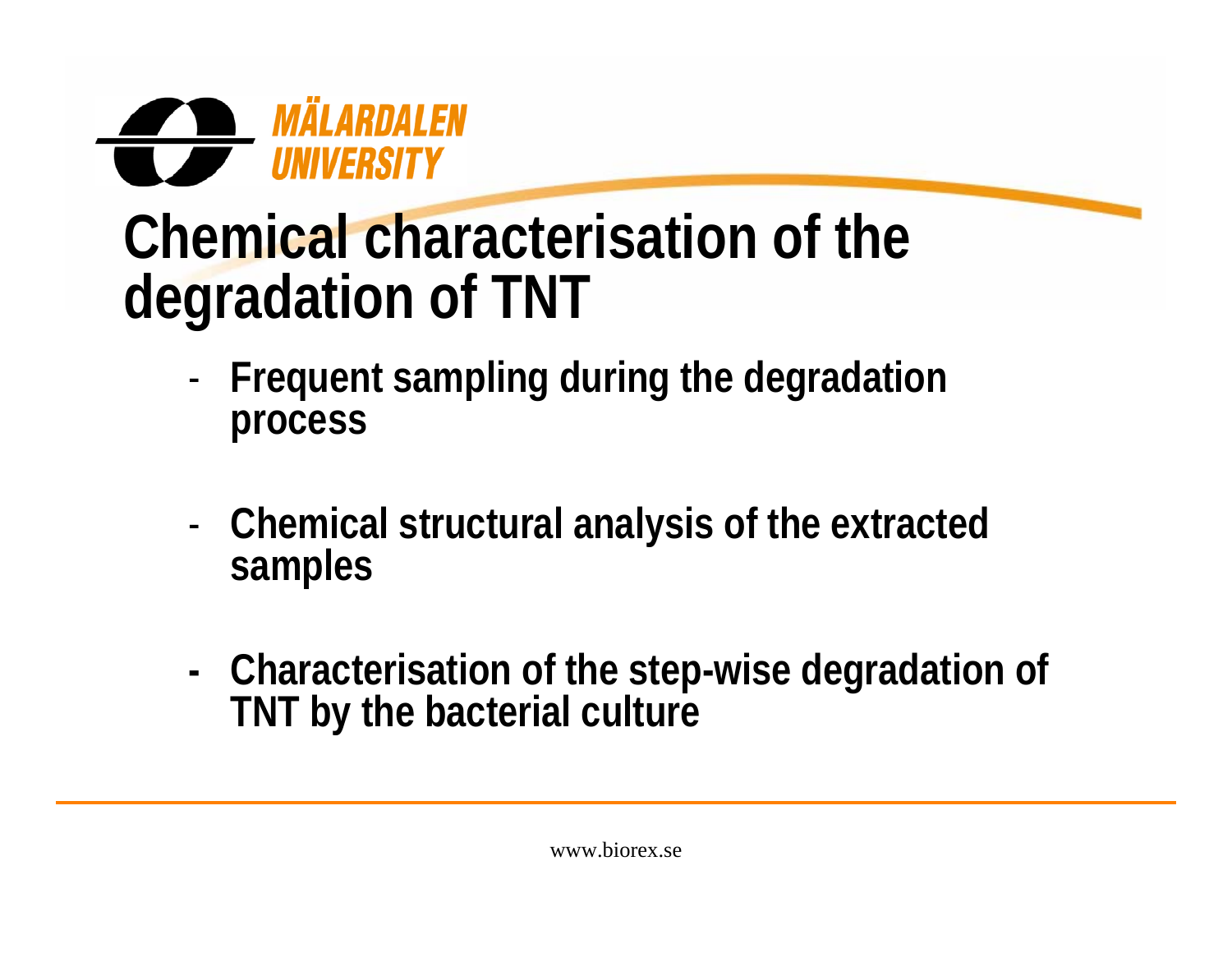MÄLARDALEN UNIVERSITY

# Chemical characterisation of the degradation of TNT

- **Frequent sampling during the degradation process**
- **Chemical structural analysis of the extracted samples**
- **Characterisation of the step-wise degradation of TNT by the bacterial culture**

www.biorex.se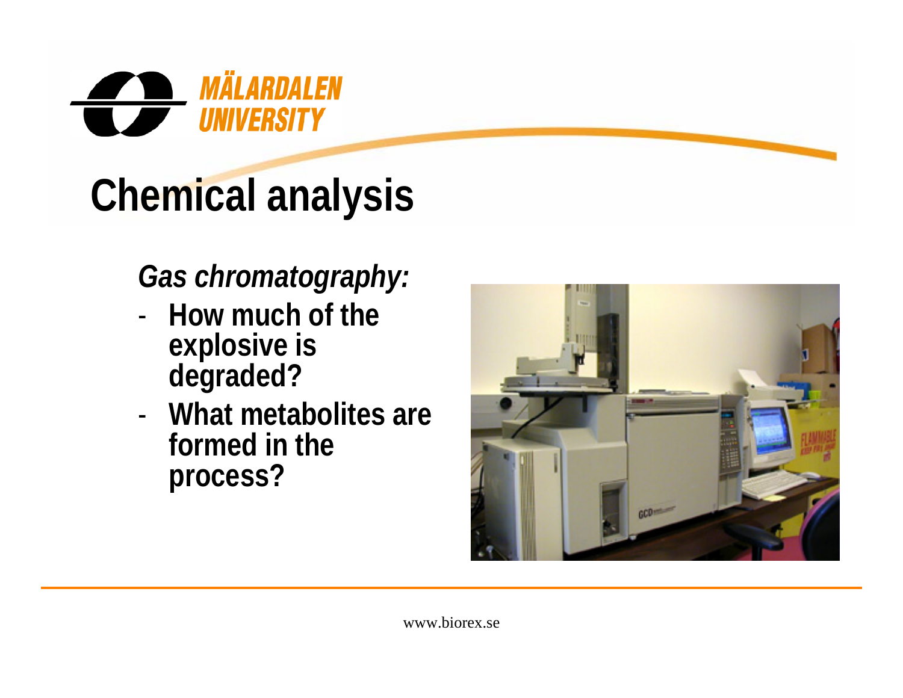# Chemical analysis

*Gas chromatography:*

- **How much of the explosive is degraded?**
- **What metabolites are formed in the process?**

www.biorex.se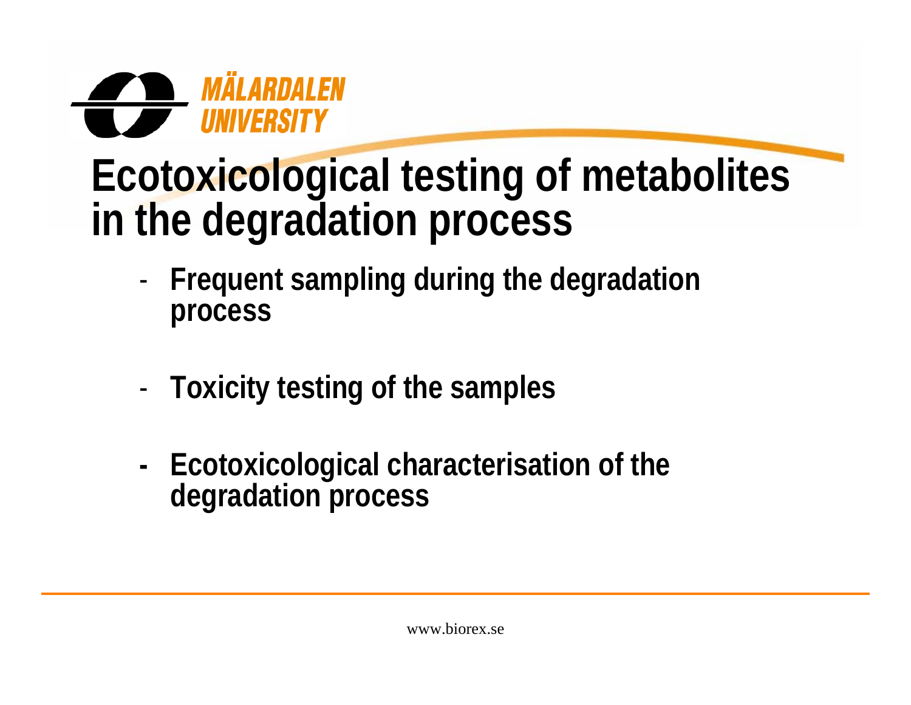# Ecotoxicological testing of metabolites in the degradation process

- Frequent sampling during the degradation process

- Toxicity testing of the samples

- Ecotoxicological characterisation of the degradation process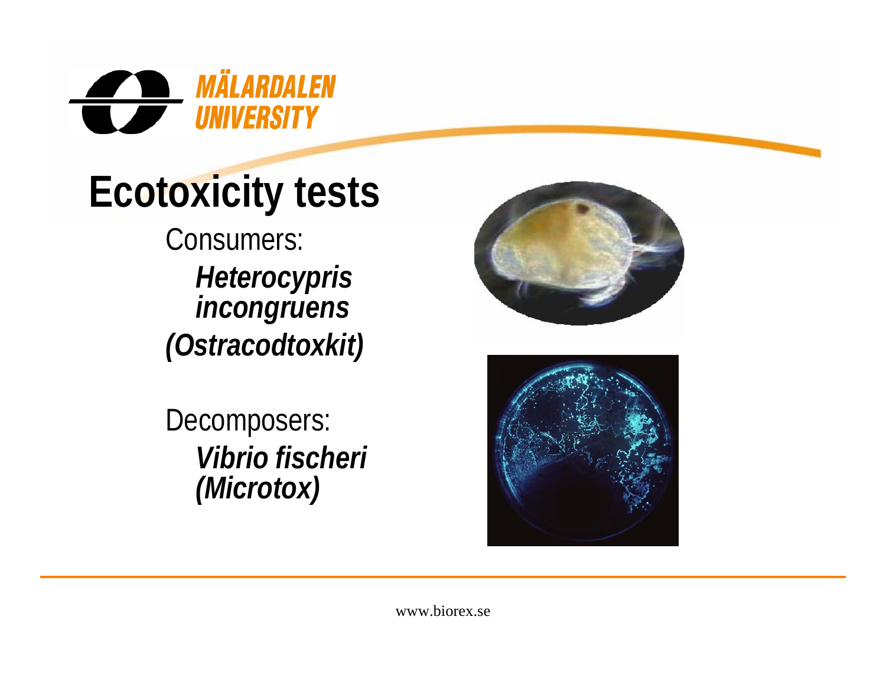# Ecotoxicity tests

Consumers:

***Heterocypris incongruens***

***(Ostracodtoxkit)***

Decomposers:

***Vibrio fischeri***

***(Microtox)***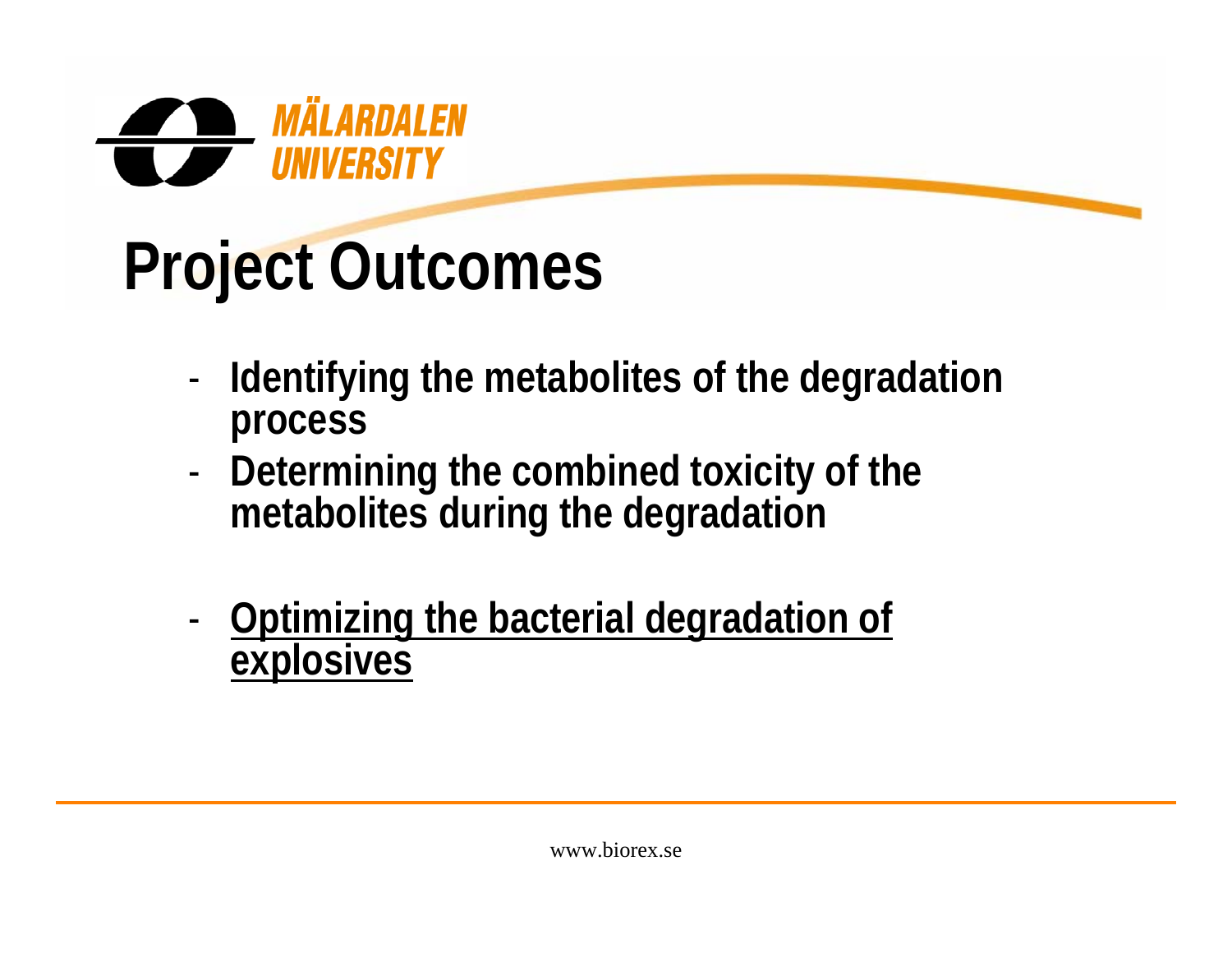# Project Outcomes

- **Identifying the metabolites of the degradation process**
- **Determining the combined toxicity of the metabolites during the degradation**
- **<u>Optimizing the bacterial degradation of explosives</u>**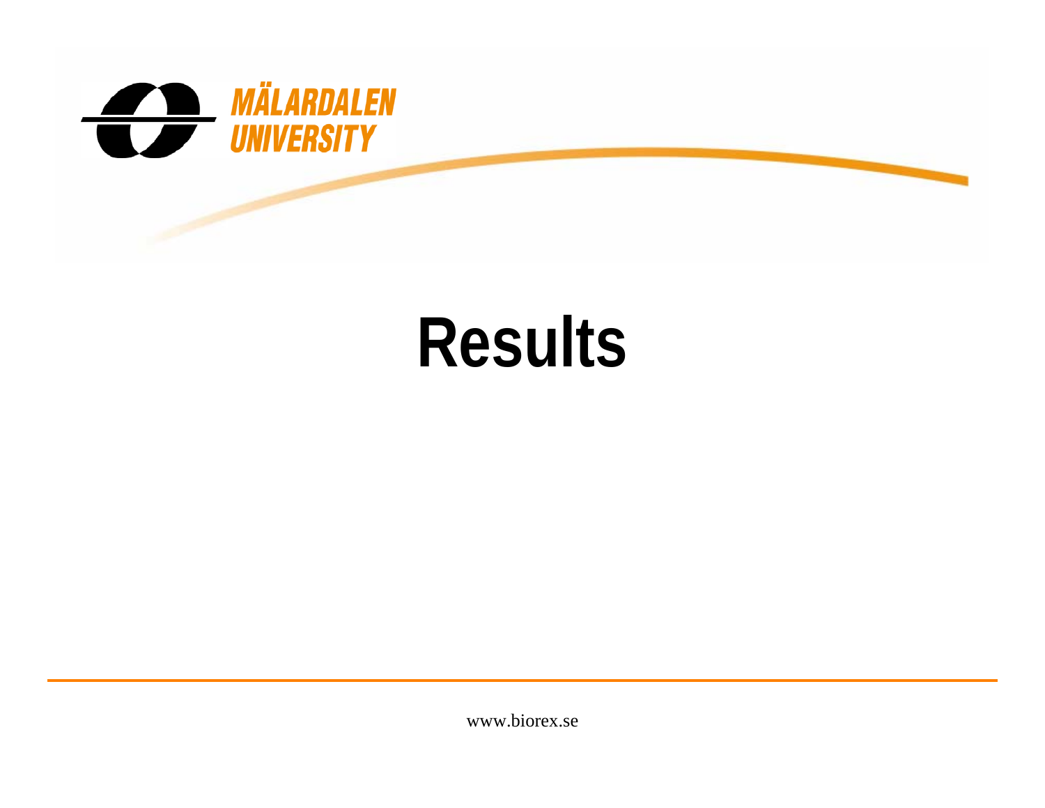# Results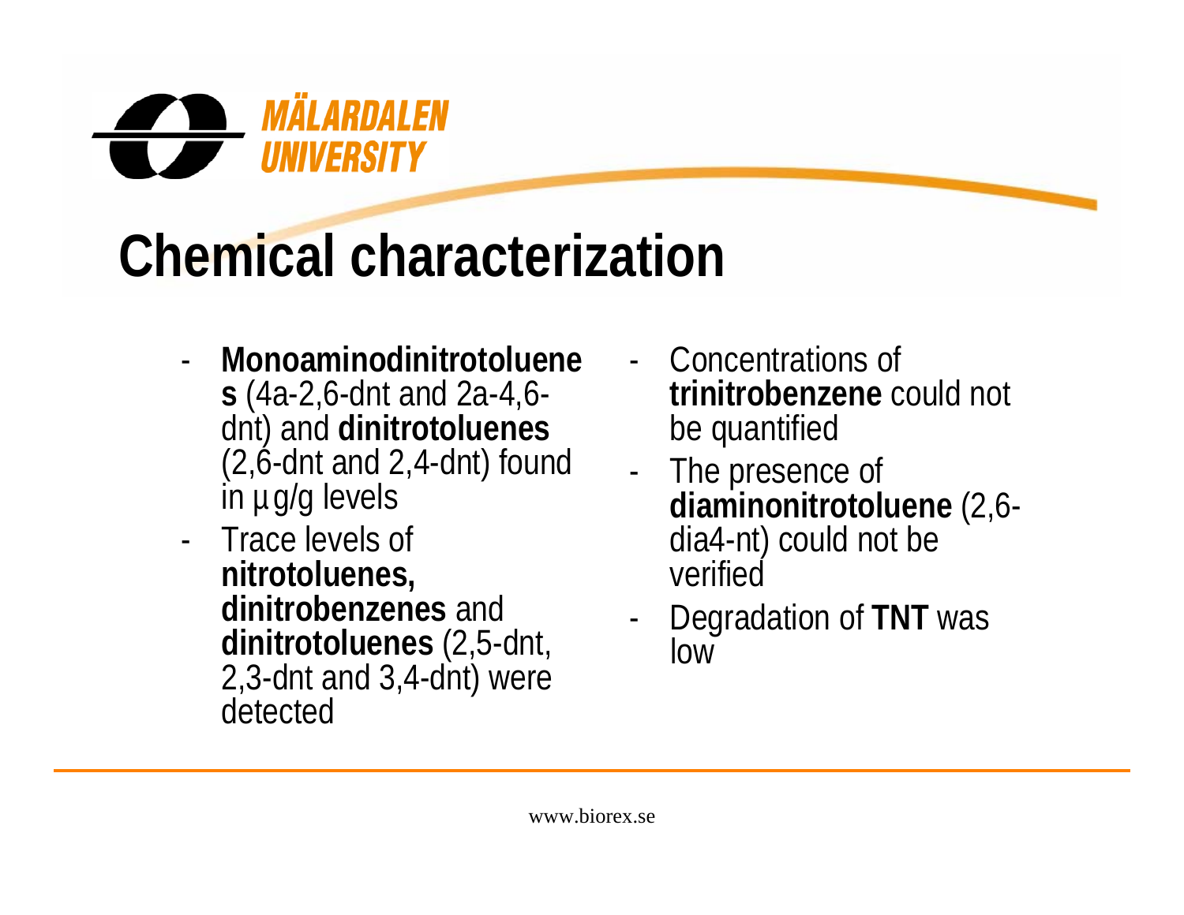# Chemical characterization

- **Monoaminodinitrotoluenes** (4a-2,6-dnt and 2a-4,6-dnt) and **dinitrotoluenes** (2,6-dnt and 2,4-dnt) found in µg/g levels
- Trace levels of **nitrotoluenes, dinitrobenzenes** and **dinitrotoluenes** (2,5-dnt, 2,3-dnt and 3,4-dnt) were detected
- Concentrations of **trinitrobenzene** could not be quantified
- The presence of **diaminonitrotoluene** (2,6-dia4-nt) could not be verified
- Degradation of **TNT** was low

www.biorex.se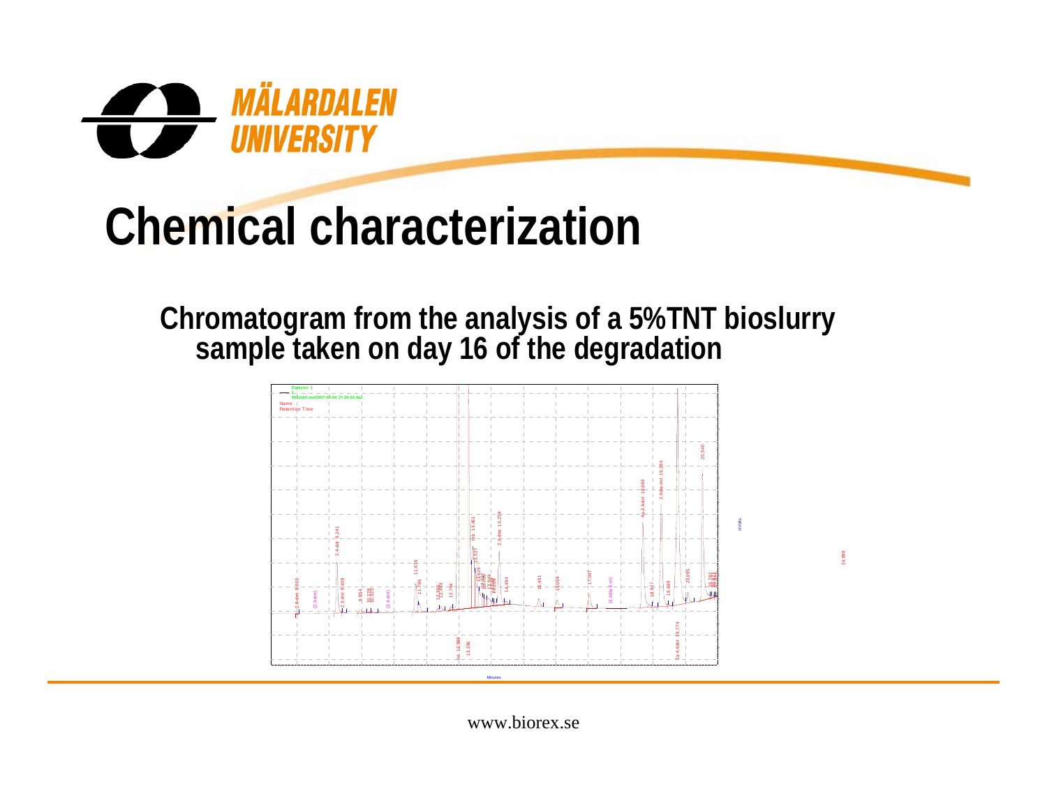# Chemical characterization

**Chromatogram from the analysis of a 5%TNT bioslurry sample taken on day 16 of the degradation**

www.biorex.se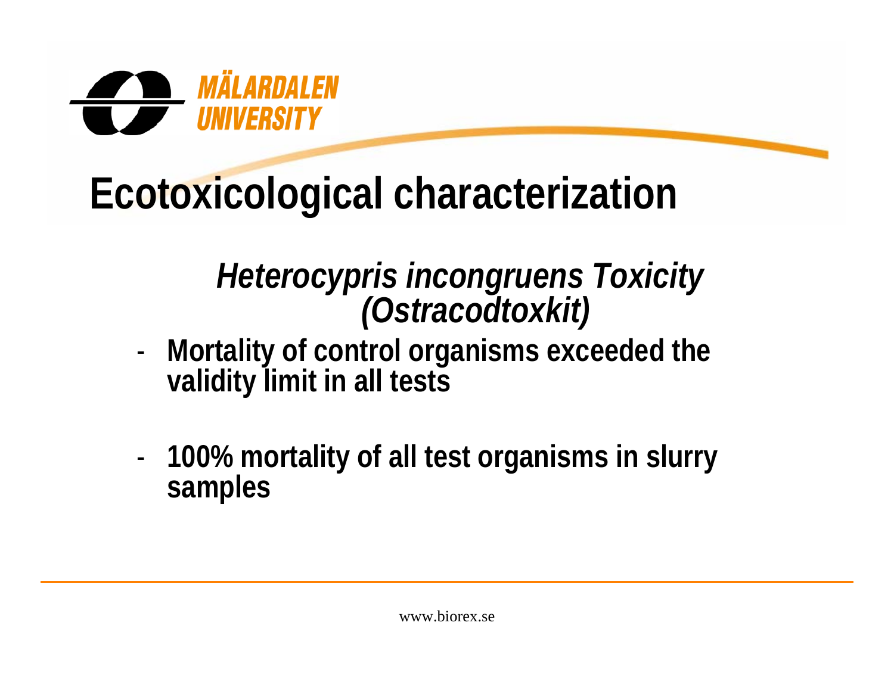# Ecotoxicological characterization

## *Heterocypris incongruens Toxicity (Ostracodtoxkit)*

- **Mortality of control organisms exceeded the validity limit in all tests**

- **100% mortality of all test organisms in slurry samples**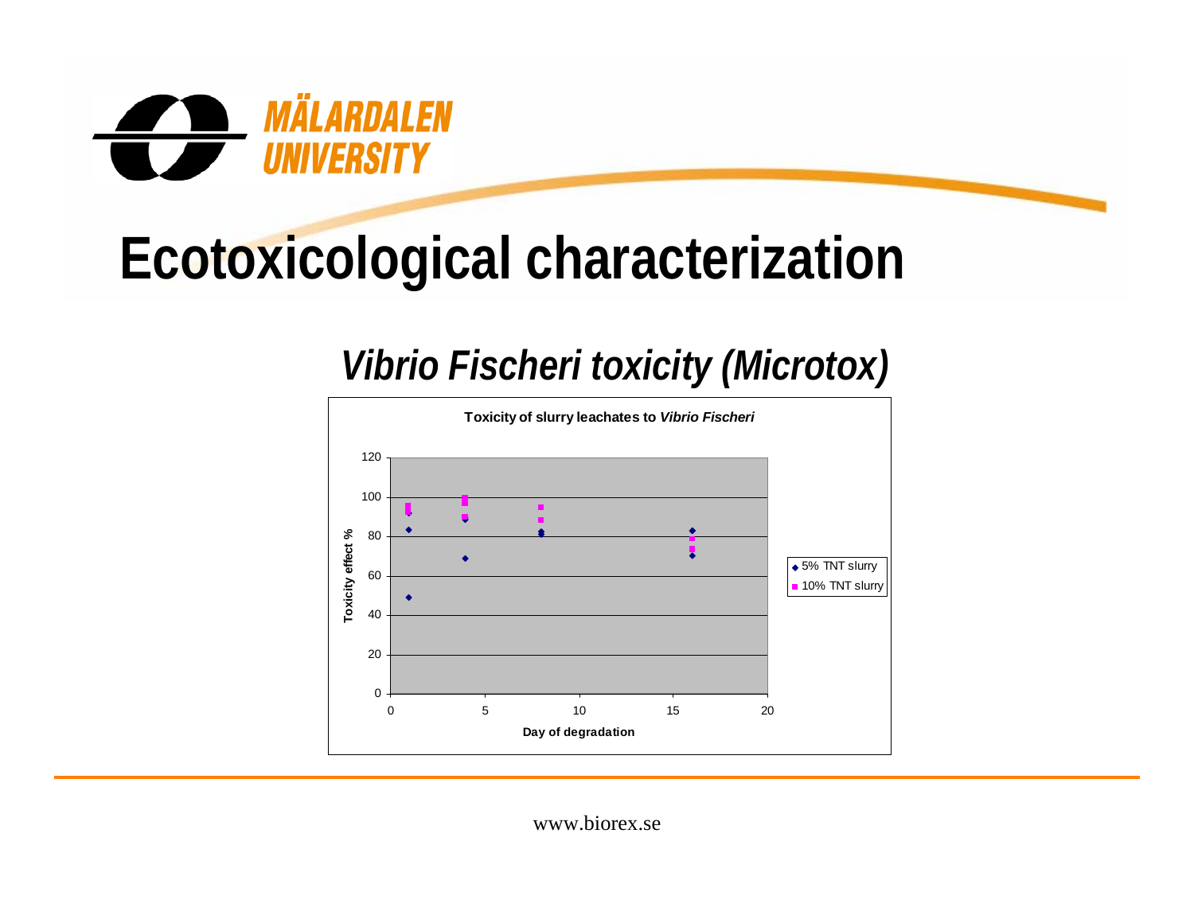# Ecotoxicological characterization

## *Vibrio Fischeri toxicity (Microtox)*

**Toxicity of slurry leachates to *Vibrio Fischeri***

- Y-axis: Toxicity effect % (0–120)
- X-axis: Day of degradation (0–20)
- Legend: 5% TNT slurry; 10% TNT slurry

www.biorex.se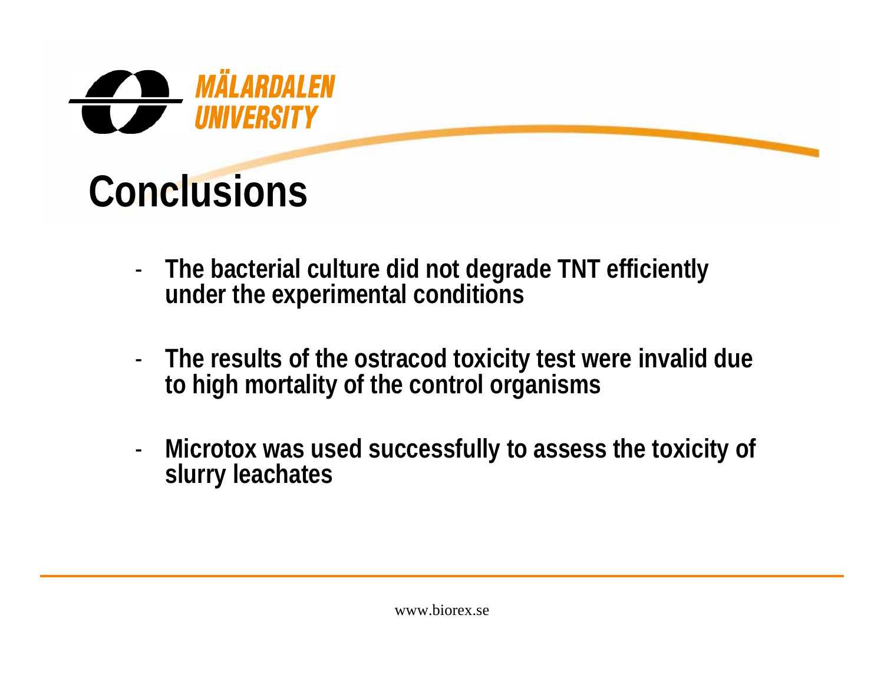# Conclusions

- The bacterial culture did not degrade TNT efficiently under the experimental conditions
- The results of the ostracod toxicity test were invalid due to high mortality of the control organisms
- Microtox was used successfully to assess the toxicity of slurry leachates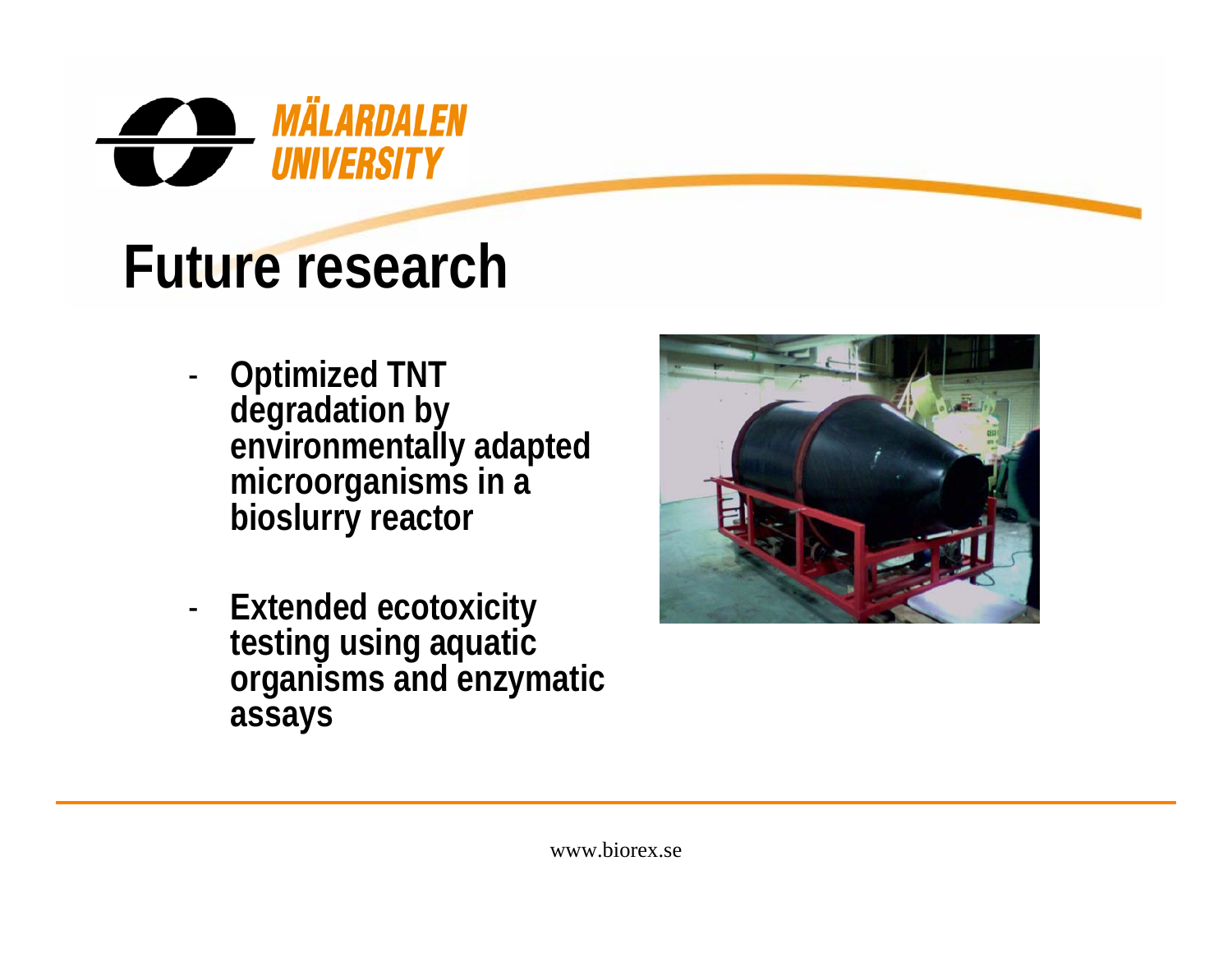# Future research

- Optimized TNT degradation by environmentally adapted microorganisms in a bioslurry reactor
- Extended ecotoxicity testing using aquatic organisms and enzymatic assays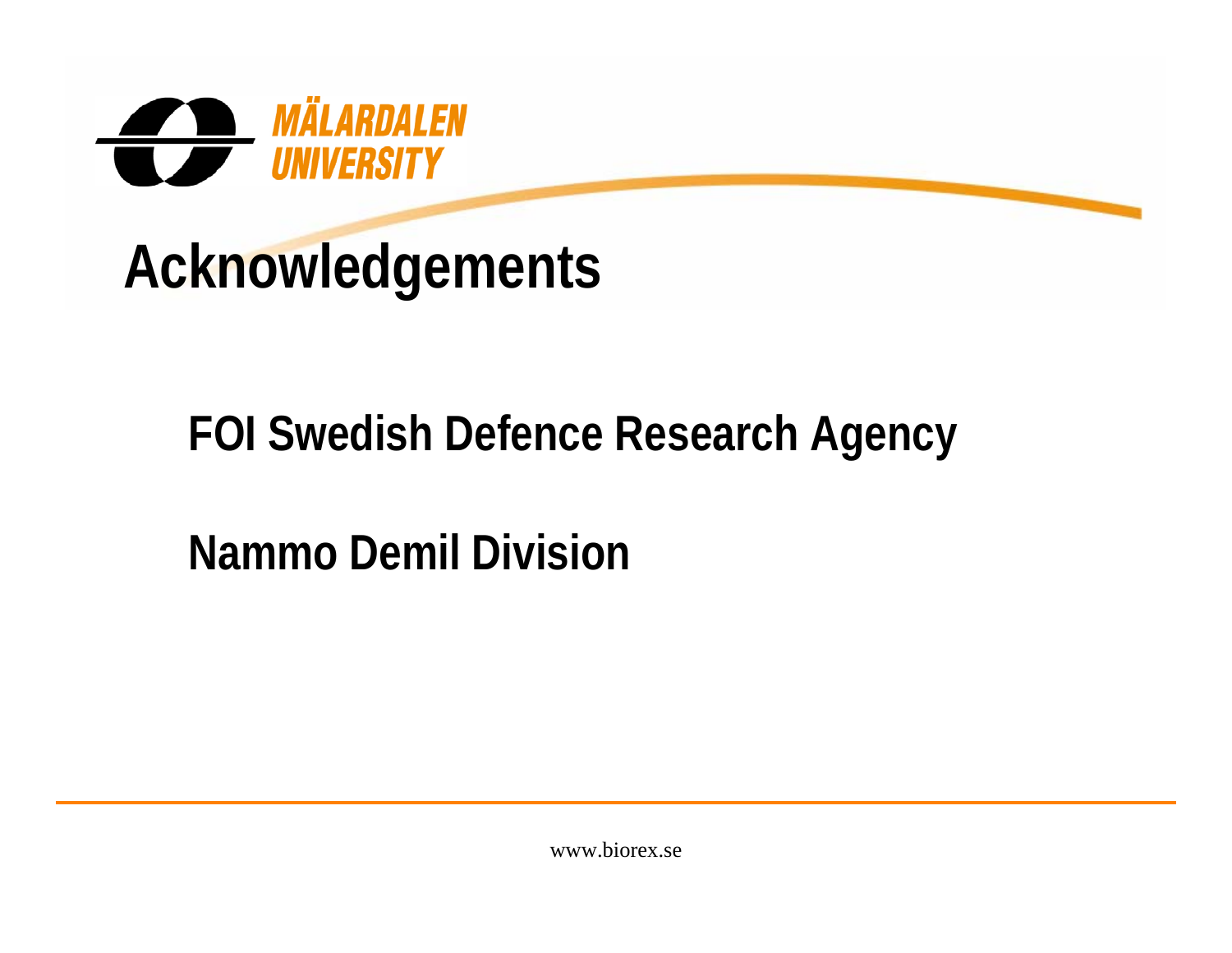# Acknowledgements

**FOI Swedish Defence Research Agency**

**Nammo Demil Division**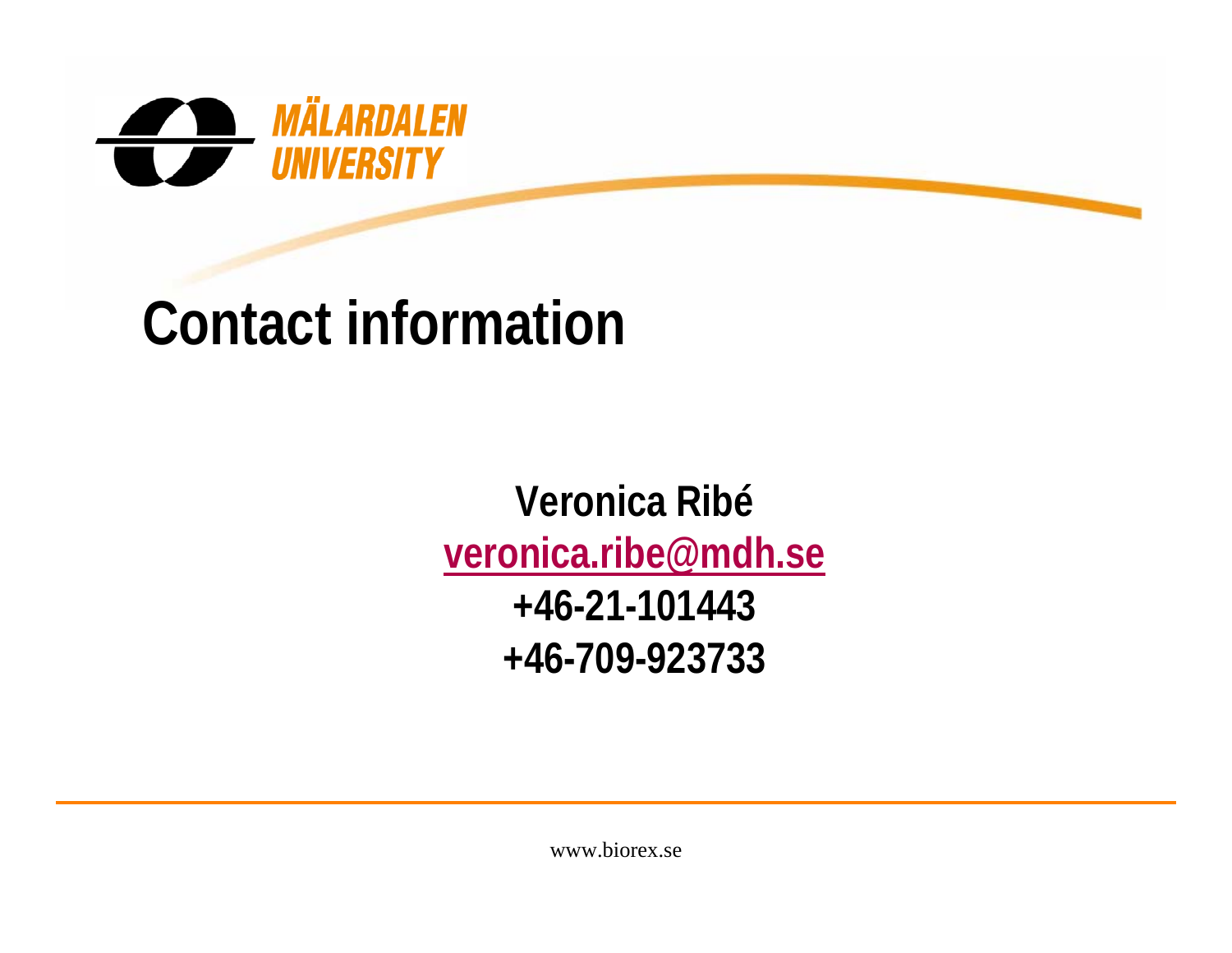MÄLARDALEN UNIVERSITY

# Contact information

**Veronica Ribé**

**veronica.ribe@mdh.se**

**+46-21-101443**

**+46-709-923733**

www.biorex.se